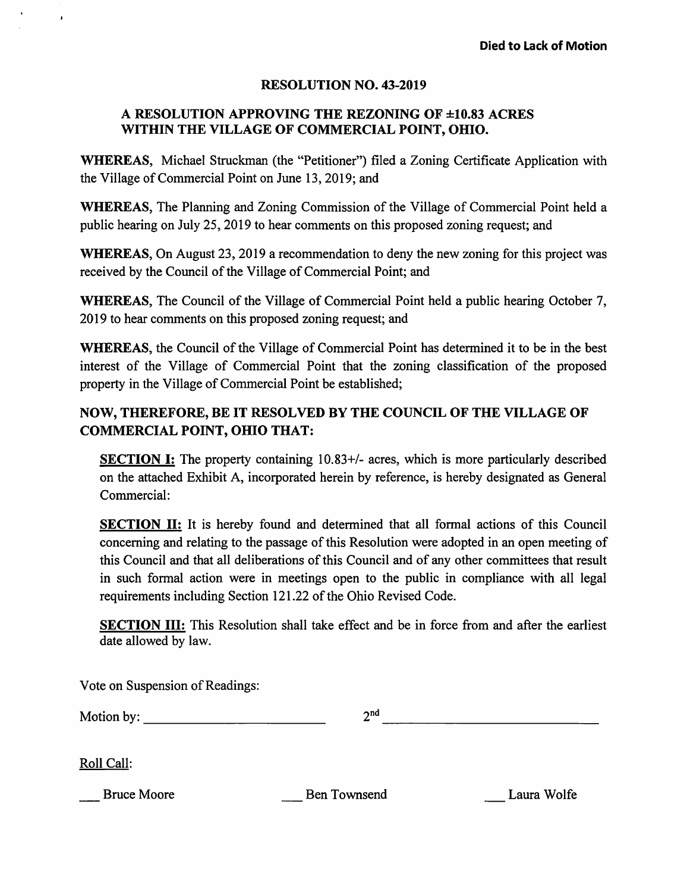**Died to Lack of Motion**

## RESOLUTION NO. 43-2019

### A RESOLUTION APPROVING THE REZONING OF ±10.83 ACRES WITHIN THE VILLAGE OF COMMERCIAL POINT, OHIO.

**WHEREAS**, Michael Struckman (the "Petitioner") filed a Zoning Certificate Application with the Village of Commercial Point on June 13, 2019; and

**WHEREAS**, The Planning and Zoning Commission of the Village of Commercial Point held a public hearing on July 25, 2019 to hear comments on this proposed zoning request; and

**WHEREAS**, On August 23, 2019 a recommendation to deny the new zoning for this project was received by the Council of the Village of Commercial Point; and

**WHEREAS**, The Council of the Village of Commercial Point held a public hearing October 7, 2019 to hear comments on this proposed zoning request; and

**WHEREAS**, the Council of the Village of Commercial Point has determined it to be in the best interest of the Village of Commercial Point that the zoning classification of the proposed property in the Village of Commercial Point be established;

**NOW, THEREFORE, BE IT RESOLVED BY THE COUNCIL OF THE VILLAGE OF COMMERCIAL POINT, OHIO THAT:**

**SECTION I:** The property containing 10.83+/- acres, which is more particularly described on the attached Exhibit A, incorporated herein by reference, is hereby designated as General Commercial:

**SECTION II:** It is hereby found and determined that all formal actions of this Council concerning and relating to the passage of this Resolution were adopted in an open meeting of this Council and that all deliberations of this Council and of any other committees that result in such formal action were in meetings open to the public in compliance with all legal requirements including Section 121.22 of the Ohio Revised Code.

**SECTION III:** This Resolution shall take effect and be in force from and after the earliest date allowed by law.

Vote on Suspension of Readings:

Motion by: ______________________ 2nd ______________________

Roll Call:

___ Bruce Moore ___ Ben Townsend ___ Laura Wolfe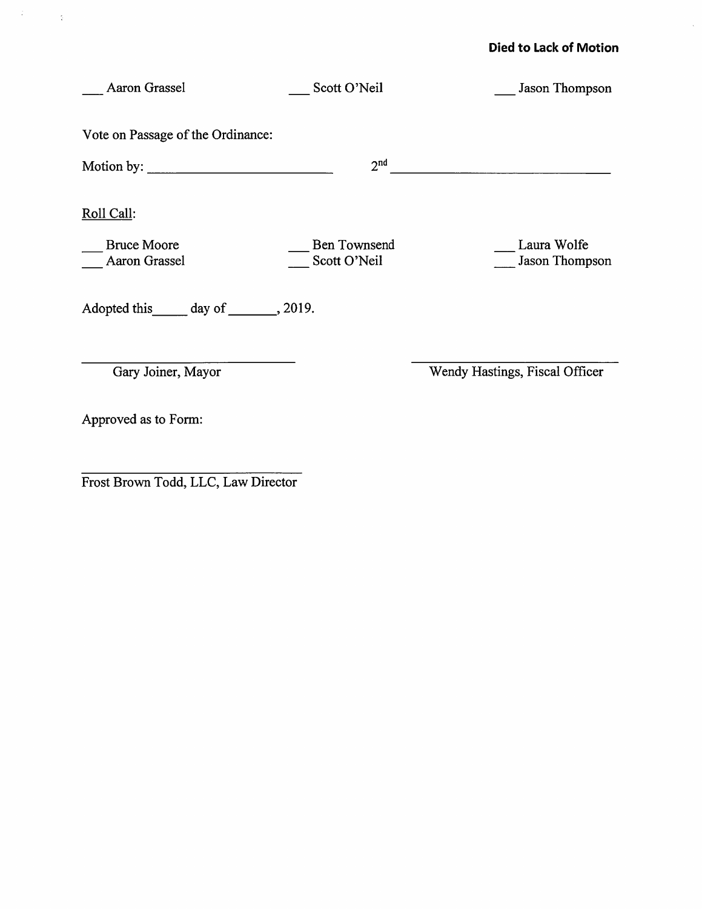**Died to Lack of Motion**

___ Aaron Grassel ___ Scott O'Neil ___ Jason Thompson

Vote on Passage of the Ordinance:

Motion by: ______________________ 2nd ______________________

Roll Call:

___ Bruce Moore ___ Ben Townsend ___ Laura Wolfe
___ Aaron Grassel ___ Scott O'Neil ___ Jason Thompson

Adopted this_____ day of _______, 2019.

______________________
Gary Joiner, Mayor

______________________
Wendy Hastings, Fiscal Officer

Approved as to Form:

______________________
Frost Brown Todd, LLC, Law Director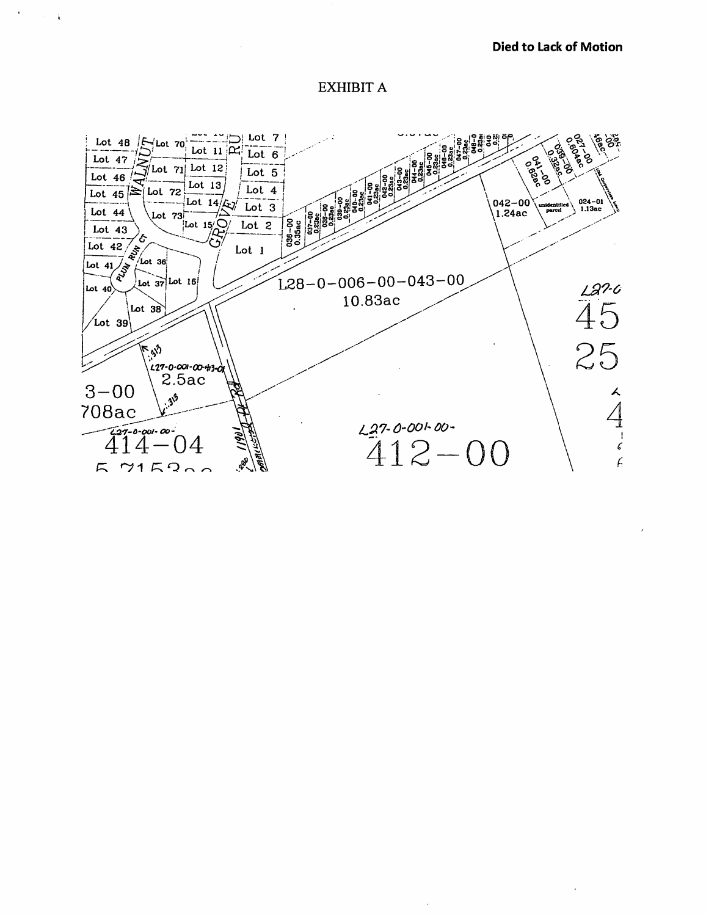**Died to Lack of Motion**

EXHIBIT A

Lot 48
Lot 47
Lot 46
Lot 45
Lot 44
Lot 43
Lot 42
Lot 41
Lot 40
Lot 39
WALNUT
Lot 70
Lot 71
Lot 72
Lot 73
Lot 11
Lot 12
Lot 13
Lot 14
Lot 15
GROVE RU
Lot 7
Lot 6
Lot 5
Lot 4
Lot 3
Lot 2
Lot 1
PLUM RUN CT
Lot 36
Lot 37
Lot 16
Lot 38

038-00 0.35ac
037-00 0.23ac
038-00 0.23ac
039-00 0.23ac
040-00 0.23ac
041-00 0.23ac
042-00 0.23ac
043-00 0.23ac
044-00 0.23ac
045-00 0.23ac
046-00 0.23ac
047-00 0.23ac
048-00 0.23ac

041-00 0.62ac
039-00 0.32ac
027-00 0.604ac
042-00 1.24ac
unidentified parcel
024-01 1.13ac

L28-0-006-00-043-00
10.83ac

L27-0
45
25

L27-0-001-00-413-01
2.5ac

3-00
708ac

L27-0-001-00-
414-04

L27-0-001-00-
412-00